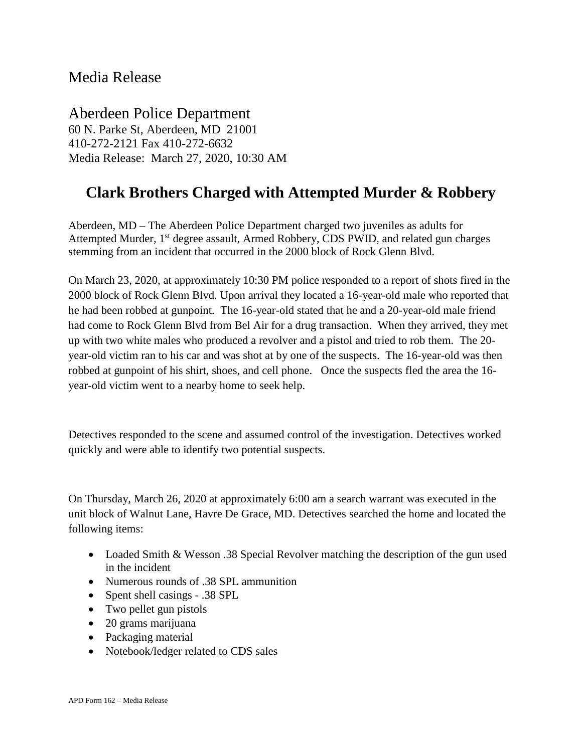# Media Release

## Aberdeen Police Department

60 N. Parke St, Aberdeen, MD 21001
410-272-2121 Fax 410-272-6632
Media Release: March 27, 2020, 10:30 AM

# Clark Brothers Charged with Attempted Murder & Robbery

Aberdeen, MD – The Aberdeen Police Department charged two juveniles as adults for Attempted Murder, 1st degree assault, Armed Robbery, CDS PWID, and related gun charges stemming from an incident that occurred in the 2000 block of Rock Glenn Blvd.

On March 23, 2020, at approximately 10:30 PM police responded to a report of shots fired in the 2000 block of Rock Glenn Blvd. Upon arrival they located a 16-year-old male who reported that he had been robbed at gunpoint. The 16-year-old stated that he and a 20-year-old male friend had come to Rock Glenn Blvd from Bel Air for a drug transaction. When they arrived, they met up with two white males who produced a revolver and a pistol and tried to rob them. The 20-year-old victim ran to his car and was shot at by one of the suspects. The 16-year-old was then robbed at gunpoint of his shirt, shoes, and cell phone. Once the suspects fled the area the 16-year-old victim went to a nearby home to seek help.

Detectives responded to the scene and assumed control of the investigation. Detectives worked quickly and were able to identify two potential suspects.

On Thursday, March 26, 2020 at approximately 6:00 am a search warrant was executed in the unit block of Walnut Lane, Havre De Grace, MD. Detectives searched the home and located the following items:

- Loaded Smith & Wesson .38 Special Revolver matching the description of the gun used in the incident
- Numerous rounds of .38 SPL ammunition
- Spent shell casings - .38 SPL
- Two pellet gun pistols
- 20 grams marijuana
- Packaging material
- Notebook/ledger related to CDS sales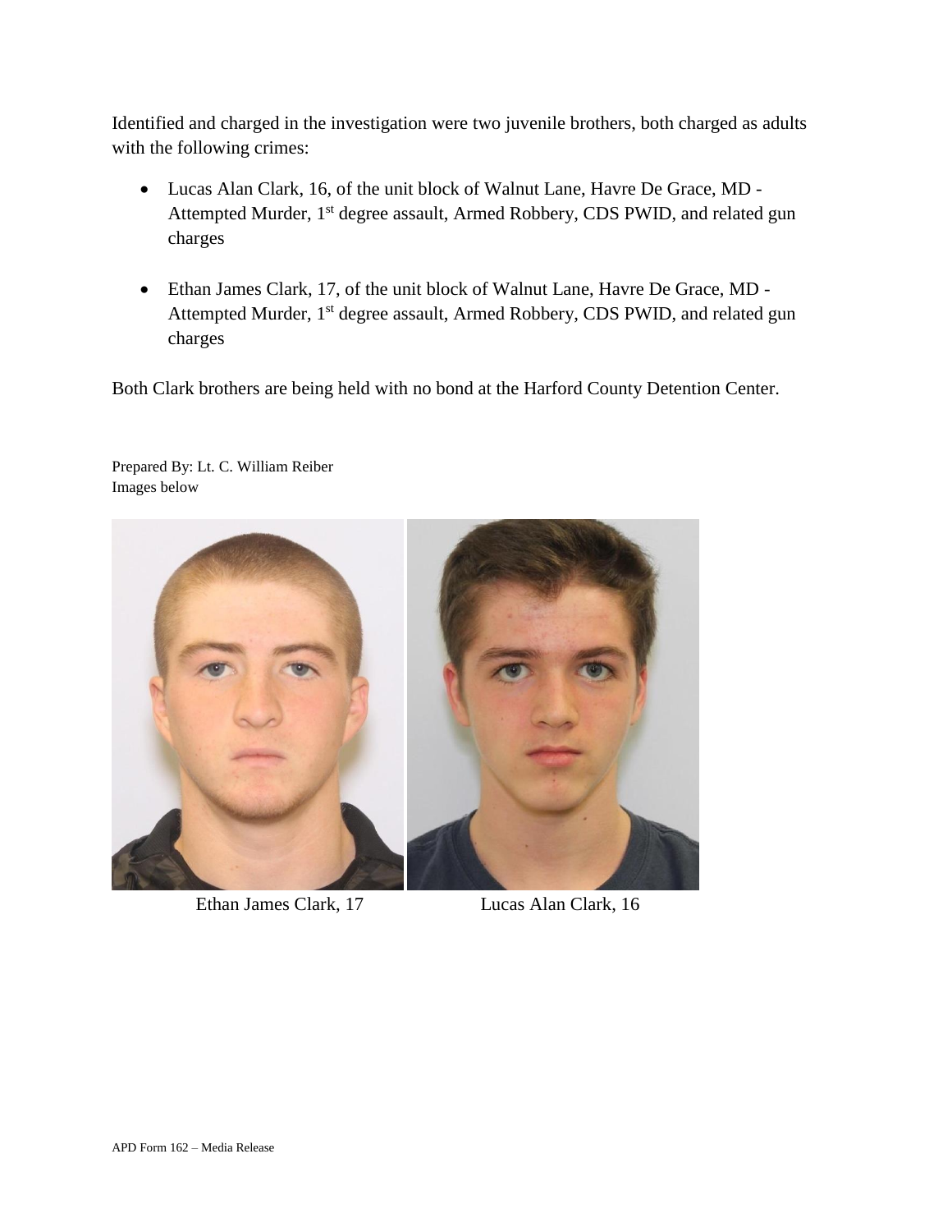Identified and charged in the investigation were two juvenile brothers, both charged as adults with the following crimes:

- Lucas Alan Clark, 16, of the unit block of Walnut Lane, Havre De Grace, MD - Attempted Murder, 1st degree assault, Armed Robbery, CDS PWID, and related gun charges

- Ethan James Clark, 17, of the unit block of Walnut Lane, Havre De Grace, MD - Attempted Murder, 1st degree assault, Armed Robbery, CDS PWID, and related gun charges

Both Clark brothers are being held with no bond at the Harford County Detention Center.

Prepared By: Lt. C. William Reiber
Images below

Ethan James Clark, 17

Lucas Alan Clark, 16

APD Form 162 – Media Release